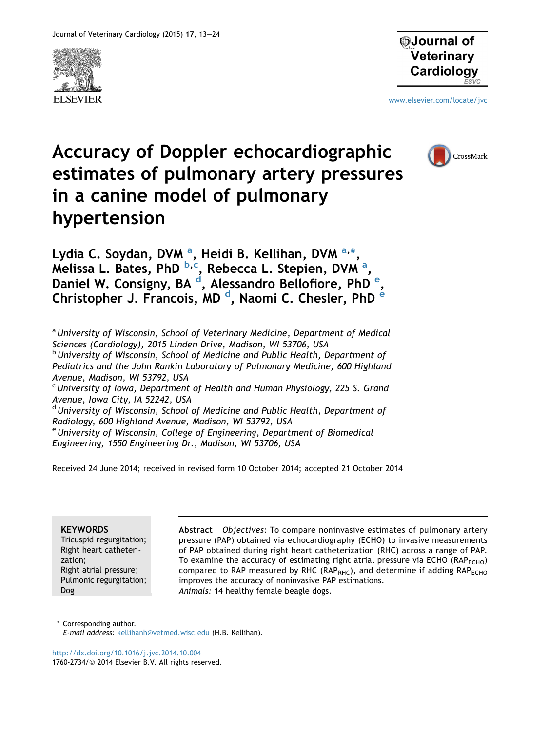# Accuracy of Doppler echocardiographic estimates of pulmonary artery pressures in a canine model of pulmonary hypertension

Lydia C. Soydan, DVM [a], Heidi B. Kellihan, DVM [a,*], Melissa L. Bates, PhD [b,c], Rebecca L. Stepien, DVM [a], Daniel W. Consigny, BA [d], Alessandro Bellofiore, PhD [e], Christopher J. Francois, MD [d], Naomi C. Chesler, PhD [e]

[a] *University of Wisconsin, School of Veterinary Medicine, Department of Medical Sciences (Cardiology), 2015 Linden Drive, Madison, WI 53706, USA*
[b] *University of Wisconsin, School of Medicine and Public Health, Department of Pediatrics and the John Rankin Laboratory of Pulmonary Medicine, 600 Highland Avenue, Madison, WI 53792, USA*
[c] *University of Iowa, Department of Health and Human Physiology, 225 S. Grand Avenue, Iowa City, IA 52242, USA*
[d] *University of Wisconsin, School of Medicine and Public Health, Department of Radiology, 600 Highland Avenue, Madison, WI 53792, USA*
[e] *University of Wisconsin, College of Engineering, Department of Biomedical Engineering, 1550 Engineering Dr., Madison, WI 53706, USA*

Received 24 June 2014; received in revised form 10 October 2014; accepted 21 October 2014

**KEYWORDS**
Tricuspid regurgitation;
Right heart catheterization;
Right atrial pressure;
Pulmonic regurgitation;
Dog

**Abstract** *Objectives:* To compare noninvasive estimates of pulmonary artery pressure (PAP) obtained via echocardiography (ECHO) to invasive measurements of PAP obtained during right heart catheterization (RHC) across a range of PAP. To examine the accuracy of estimating right atrial pressure via ECHO ($RAP_{ECHO}$) compared to RAP measured by RHC ($RAP_{RHC}$), and determine if adding $RAP_{ECHO}$ improves the accuracy of noninvasive PAP estimations.
*Animals:* 14 healthy female beagle dogs.

\* Corresponding author.
*E-mail address:* kellihanh@vetmed.wisc.edu (H.B. Kellihan).

http://dx.doi.org/10.1016/j.jvc.2014.10.004
1760-2734/© 2014 Elsevier B.V. All rights reserved.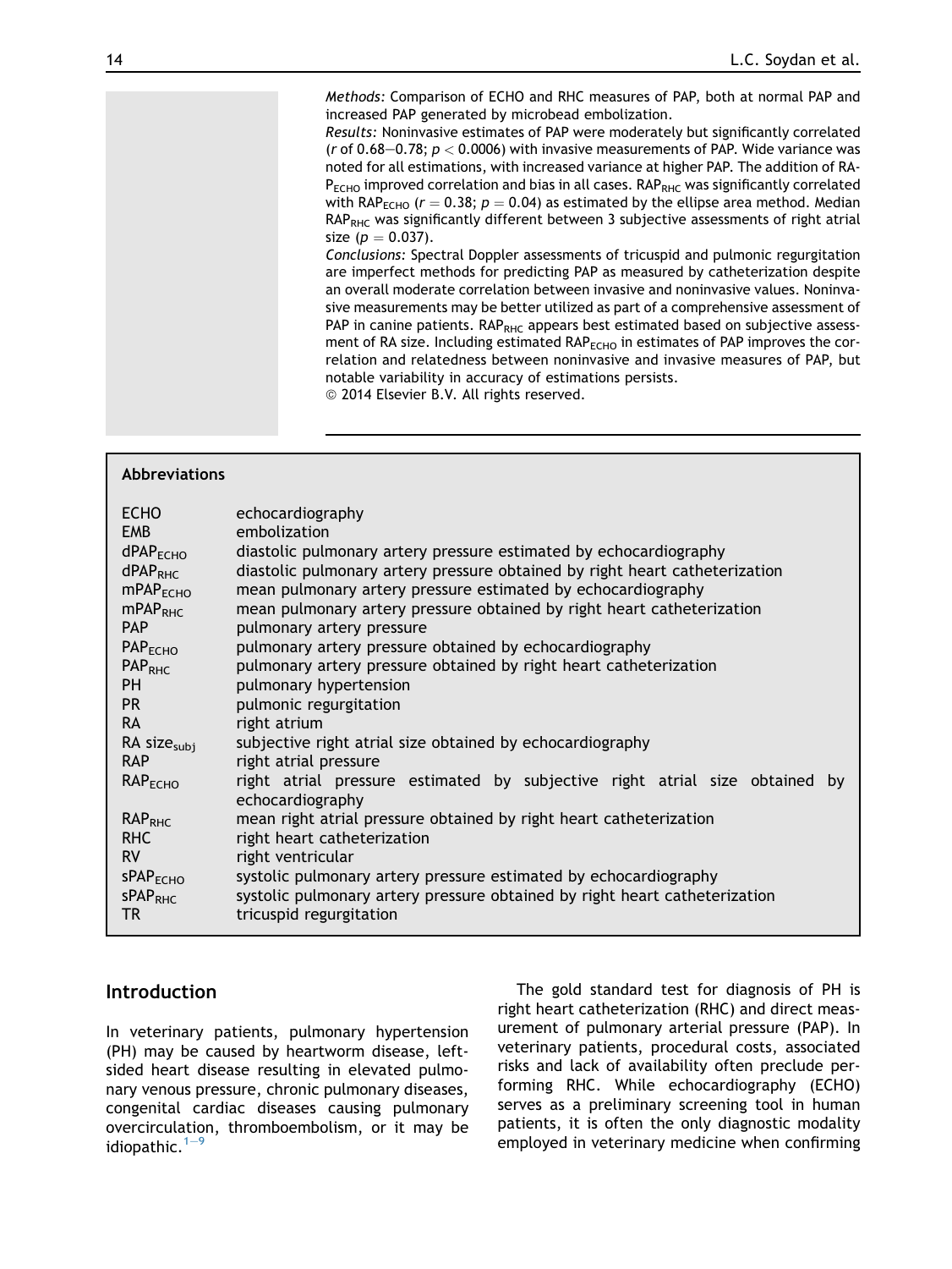*Methods:* Comparison of ECHO and RHC measures of PAP, both at normal PAP and increased PAP generated by microbead embolization.

*Results:* Noninvasive estimates of PAP were moderately but significantly correlated ($r$ of 0.68–0.78; $p < 0.0006$) with invasive measurements of PAP. Wide variance was noted for all estimations, with increased variance at higher PAP. The addition of $RAP_{ECHO}$ improved correlation and bias in all cases. $RAP_{RHC}$ was significantly correlated with $RAP_{ECHO}$ ($r = 0.38$; $p = 0.04$) as estimated by the ellipse area method. Median $RAP_{RHC}$ was significantly different between 3 subjective assessments of right atrial size ($p = 0.037$).

*Conclusions:* Spectral Doppler assessments of tricuspid and pulmonic regurgitation are imperfect methods for predicting PAP as measured by catheterization despite an overall moderate correlation between invasive and noninvasive values. Noninvasive measurements may be better utilized as part of a comprehensive assessment of PAP in canine patients. $RAP_{RHC}$ appears best estimated based on subjective assessment of RA size. Including estimated $RAP_{ECHO}$ in estimates of PAP improves the correlation and relatedness between noninvasive and invasive measures of PAP, but notable variability in accuracy of estimations persists.

© 2014 Elsevier B.V. All rights reserved.

**Abbreviations**

| | |
|---|---|
| ECHO | echocardiography |
| EMB | embolization |
| $dPAP_{ECHO}$ | diastolic pulmonary artery pressure estimated by echocardiography |
| $dPAP_{RHC}$ | diastolic pulmonary artery pressure obtained by right heart catheterization |
| $mPAP_{ECHO}$ | mean pulmonary artery pressure estimated by echocardiography |
| $mPAP_{RHC}$ | mean pulmonary artery pressure obtained by right heart catheterization |
| PAP | pulmonary artery pressure |
| $PAP_{ECHO}$ | pulmonary artery pressure obtained by echocardiography |
| $PAP_{RHC}$ | pulmonary artery pressure obtained by right heart catheterization |
| PH | pulmonary hypertension |
| PR | pulmonic regurgitation |
| RA | right atrium |
| RA $size_{subj}$ | subjective right atrial size obtained by echocardiography |
| RAP | right atrial pressure |
| $RAP_{ECHO}$ | right atrial pressure estimated by subjective right atrial size obtained by echocardiography |
| $RAP_{RHC}$ | mean right atrial pressure obtained by right heart catheterization |
| RHC | right heart catheterization |
| RV | right ventricular |
| $sPAP_{ECHO}$ | systolic pulmonary artery pressure estimated by echocardiography |
| $sPAP_{RHC}$ | systolic pulmonary artery pressure obtained by right heart catheterization |
| TR | tricuspid regurgitation |

## Introduction

In veterinary patients, pulmonary hypertension (PH) may be caused by heartworm disease, left-sided heart disease resulting in elevated pulmonary venous pressure, chronic pulmonary diseases, congenital cardiac diseases causing pulmonary overcirculation, thromboembolism, or it may be idiopathic.[1–9]

The gold standard test for diagnosis of PH is right heart catheterization (RHC) and direct measurement of pulmonary arterial pressure (PAP). In veterinary patients, procedural costs, associated risks and lack of availability often preclude performing RHC. While echocardiography (ECHO) serves as a preliminary screening tool in human patients, it is often the only diagnostic modality employed in veterinary medicine when confirming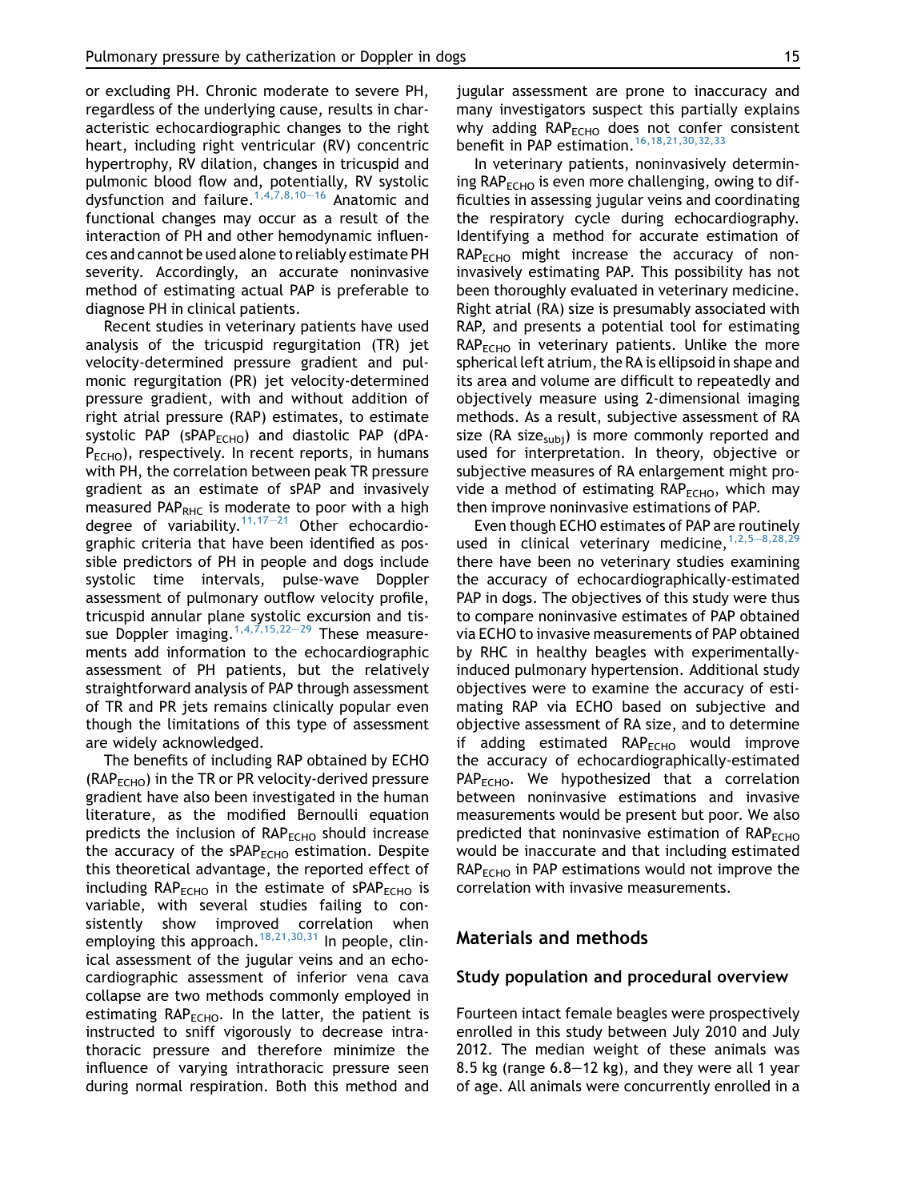or excluding PH. Chronic moderate to severe PH, regardless of the underlying cause, results in characteristic echocardiographic changes to the right heart, including right ventricular (RV) concentric hypertrophy, RV dilation, changes in tricuspid and pulmonic blood flow and, potentially, RV systolic dysfunction and failure.[1,4,7,8,10–16] Anatomic and functional changes may occur as a result of the interaction of PH and other hemodynamic influences and cannot be used alone to reliably estimate PH severity. Accordingly, an accurate noninvasive method of estimating actual PAP is preferable to diagnose PH in clinical patients.

Recent studies in veterinary patients have used analysis of the tricuspid regurgitation (TR) jet velocity-determined pressure gradient and pulmonic regurgitation (PR) jet velocity-determined pressure gradient, with and without addition of right atrial pressure (RAP) estimates, to estimate systolic PAP ($sPAP_{ECHO}$) and diastolic PAP ($dPAP_{ECHO}$), respectively. In recent reports, in humans with PH, the correlation between peak TR pressure gradient as an estimate of sPAP and invasively measured $PAP_{RHC}$ is moderate to poor with a high degree of variability.[11,17–21] Other echocardiographic criteria that have been identified as possible predictors of PH in people and dogs include systolic time intervals, pulse-wave Doppler assessment of pulmonary outflow velocity profile, tricuspid annular plane systolic excursion and tissue Doppler imaging.[1,4,7,15,22–29] These measurements add information to the echocardiographic assessment of PH patients, but the relatively straightforward analysis of PAP through assessment of TR and PR jets remains clinically popular even though the limitations of this type of assessment are widely acknowledged.

The benefits of including RAP obtained by ECHO ($RAP_{ECHO}$) in the TR or PR velocity-derived pressure gradient have also been investigated in the human literature, as the modified Bernoulli equation predicts the inclusion of $RAP_{ECHO}$ should increase the accuracy of the $sPAP_{ECHO}$ estimation. Despite this theoretical advantage, the reported effect of including $RAP_{ECHO}$ in the estimate of $sPAP_{ECHO}$ is variable, with several studies failing to consistently show improved correlation when employing this approach.[18,21,30,31] In people, clinical assessment of the jugular veins and an echocardiographic assessment of inferior vena cava collapse are two methods commonly employed in estimating $RAP_{ECHO}$. In the latter, the patient is instructed to sniff vigorously to decrease intrathoracic pressure and therefore minimize the influence of varying intrathoracic pressure seen during normal respiration. Both this method and jugular assessment are prone to inaccuracy and many investigators suspect this partially explains why adding $RAP_{ECHO}$ does not confer consistent benefit in PAP estimation.[16,18,21,30,32,33]

In veterinary patients, noninvasively determining $RAP_{ECHO}$ is even more challenging, owing to difficulties in assessing jugular veins and coordinating the respiratory cycle during echocardiography. Identifying a method for accurate estimation of $RAP_{ECHO}$ might increase the accuracy of noninvasively estimating PAP. This possibility has not been thoroughly evaluated in veterinary medicine. Right atrial (RA) size is presumably associated with RAP, and presents a potential tool for estimating $RAP_{ECHO}$ in veterinary patients. Unlike the more spherical left atrium, the RA is ellipsoid in shape and its area and volume are difficult to repeatedly and objectively measure using 2-dimensional imaging methods. As a result, subjective assessment of RA size (RA $size_{subj}$) is more commonly reported and used for interpretation. In theory, objective or subjective measures of RA enlargement might provide a method of estimating $RAP_{ECHO}$, which may then improve noninvasive estimations of PAP.

Even though ECHO estimates of PAP are routinely used in clinical veterinary medicine,[1,2,5–8,28,29] there have been no veterinary studies examining the accuracy of echocardiographically-estimated PAP in dogs. The objectives of this study were thus to compare noninvasive estimates of PAP obtained via ECHO to invasive measurements of PAP obtained by RHC in healthy beagles with experimentally-induced pulmonary hypertension. Additional study objectives were to examine the accuracy of estimating RAP via ECHO based on subjective and objective assessment of RA size, and to determine if adding estimated $RAP_{ECHO}$ would improve the accuracy of echocardiographically-estimated $PAP_{ECHO}$. We hypothesized that a correlation between noninvasive estimations and invasive measurements would be present but poor. We also predicted that noninvasive estimation of $RAP_{ECHO}$ would be inaccurate and that including estimated $RAP_{ECHO}$ in PAP estimations would not improve the correlation with invasive measurements.

## Materials and methods

### Study population and procedural overview

Fourteen intact female beagles were prospectively enrolled in this study between July 2010 and July 2012. The median weight of these animals was 8.5 kg (range 6.8–12 kg), and they were all 1 year of age. All animals were concurrently enrolled in a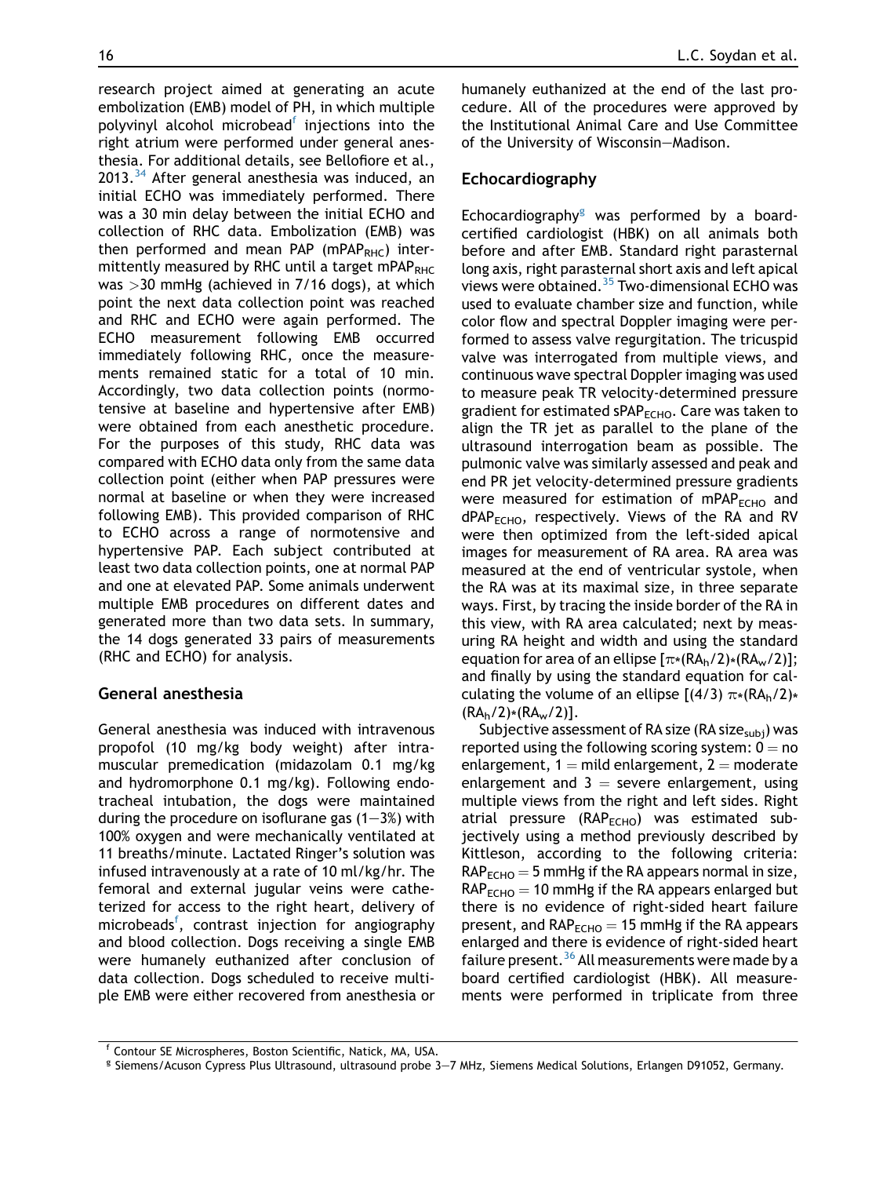research project aimed at generating an acute embolization (EMB) model of PH, in which multiple polyvinyl alcohol microbead[f] injections into the right atrium were performed under general anesthesia. For additional details, see Bellofiore et al., 2013.[34] After general anesthesia was induced, an initial ECHO was immediately performed. There was a 30 min delay between the initial ECHO and collection of RHC data. Embolization (EMB) was then performed and mean PAP ($mPAP_{RHC}$) intermittently measured by RHC until a target $mPAP_{RHC}$ was >30 mmHg (achieved in 7/16 dogs), at which point the next data collection point was reached and RHC and ECHO were again performed. The ECHO measurement following EMB occurred immediately following RHC, once the measurements remained static for a total of 10 min. Accordingly, two data collection points (normotensive at baseline and hypertensive after EMB) were obtained from each anesthetic procedure. For the purposes of this study, RHC data was compared with ECHO data only from the same data collection point (either when PAP pressures were normal at baseline or when they were increased following EMB). This provided comparison of RHC to ECHO across a range of normotensive and hypertensive PAP. Each subject contributed at least two data collection points, one at normal PAP and one at elevated PAP. Some animals underwent multiple EMB procedures on different dates and generated more than two data sets. In summary, the 14 dogs generated 33 pairs of measurements (RHC and ECHO) for analysis.

## General anesthesia

General anesthesia was induced with intravenous propofol (10 mg/kg body weight) after intramuscular premedication (midazolam 0.1 mg/kg and hydromorphone 0.1 mg/kg). Following endotracheal intubation, the dogs were maintained during the procedure on isoflurane gas (1–3%) with 100% oxygen and were mechanically ventilated at 11 breaths/minute. Lactated Ringer's solution was infused intravenously at a rate of 10 ml/kg/hr. The femoral and external jugular veins were catheterized for access to the right heart, delivery of microbeads[f], contrast injection for angiography and blood collection. Dogs receiving a single EMB were humanely euthanized after conclusion of data collection. Dogs scheduled to receive multiple EMB were either recovered from anesthesia or humanely euthanized at the end of the last procedure. All of the procedures were approved by the Institutional Animal Care and Use Committee of the University of Wisconsin–Madison.

## Echocardiography

Echocardiography[g] was performed by a board-certified cardiologist (HBK) on all animals both before and after EMB. Standard right parasternal long axis, right parasternal short axis and left apical views were obtained.[35] Two-dimensional ECHO was used to evaluate chamber size and function, while color flow and spectral Doppler imaging were performed to assess valve regurgitation. The tricuspid valve was interrogated from multiple views, and continuous wave spectral Doppler imaging was used to measure peak TR velocity-determined pressure gradient for estimated $sPAP_{ECHO}$. Care was taken to align the TR jet as parallel to the plane of the ultrasound interrogation beam as possible. The pulmonic valve was similarly assessed and peak and end PR jet velocity-determined pressure gradients were measured for estimation of $mPAP_{ECHO}$ and $dPAP_{ECHO}$, respectively. Views of the RA and RV were then optimized from the left-sided apical images for measurement of RA area. RA area was measured at the end of ventricular systole, when the RA was at its maximal size, in three separate ways. First, by tracing the inside border of the RA in this view, with RA area calculated; next by measuring RA height and width and using the standard equation for area of an ellipse $[\pi*(RA_h/2)*(RA_w/2)]$; and finally by using the standard equation for calculating the volume of an ellipse $[(4/3)\ \pi*(RA_h/2)*(RA_h/2)*(RA_w/2)]$.

Subjective assessment of RA size ($RA\ size_{subj}$) was reported using the following scoring system: 0 = no enlargement, 1 = mild enlargement, 2 = moderate enlargement and 3 = severe enlargement, using multiple views from the right and left sides. Right atrial pressure ($RAP_{ECHO}$) was estimated subjectively using a method previously described by Kittleson, according to the following criteria: $RAP_{ECHO} = 5$ mmHg if the RA appears normal in size, $RAP_{ECHO} = 10$ mmHg if the RA appears enlarged but there is no evidence of right-sided heart failure present, and $RAP_{ECHO} = 15$ mmHg if the RA appears enlarged and there is evidence of right-sided heart failure present.[36] All measurements were made by a board certified cardiologist (HBK). All measurements were performed in triplicate from three

[f] Contour SE Microspheres, Boston Scientific, Natick, MA, USA.

[g] Siemens/Acuson Cypress Plus Ultrasound, ultrasound probe 3–7 MHz, Siemens Medical Solutions, Erlangen D91052, Germany.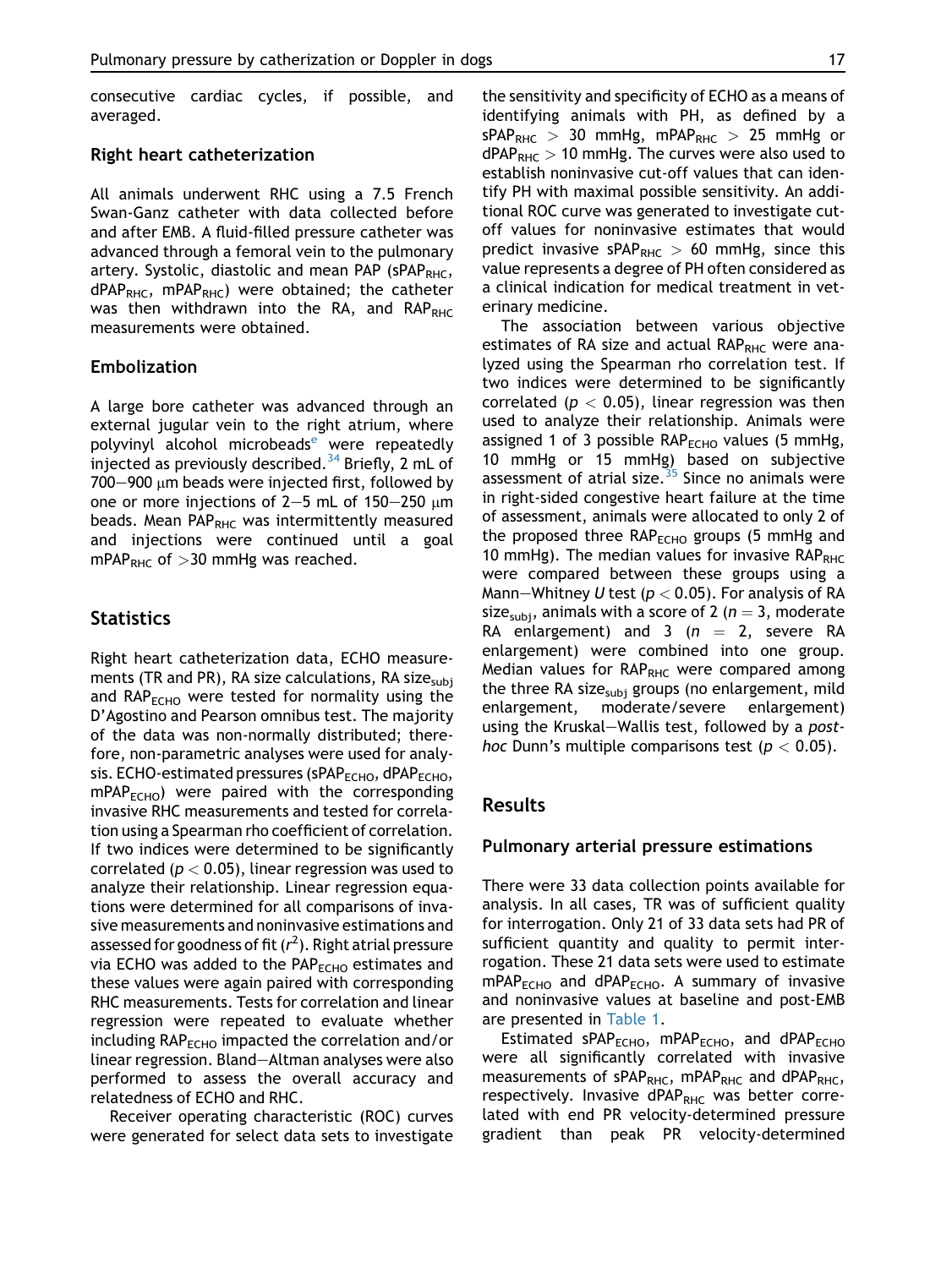consecutive cardiac cycles, if possible, and averaged.

### Right heart catheterization

All animals underwent RHC using a 7.5 French Swan-Ganz catheter with data collected before and after EMB. A fluid-filled pressure catheter was advanced through a femoral vein to the pulmonary artery. Systolic, diastolic and mean PAP ($sPAP_{RHC}$, $dPAP_{RHC}$, $mPAP_{RHC}$) were obtained; the catheter was then withdrawn into the RA, and $RAP_{RHC}$ measurements were obtained.

### Embolization

A large bore catheter was advanced through an external jugular vein to the right atrium, where polyvinyl alcohol microbeads[e] were repeatedly injected as previously described.[34] Briefly, 2 mL of 700–900 μm beads were injected first, followed by one or more injections of 2–5 mL of 150–250 μm beads. Mean $PAP_{RHC}$ was intermittently measured and injections were continued until a goal $mPAP_{RHC}$ of >30 mmHg was reached.

## Statistics

Right heart catheterization data, ECHO measurements (TR and PR), RA size calculations, RA $size_{subj}$ and $RAP_{ECHO}$ were tested for normality using the D'Agostino and Pearson omnibus test. The majority of the data was non-normally distributed; therefore, non-parametric analyses were used for analysis. ECHO-estimated pressures ($sPAP_{ECHO}$, $dPAP_{ECHO}$, $mPAP_{ECHO}$) were paired with the corresponding invasive RHC measurements and tested for correlation using a Spearman rho coefficient of correlation. If two indices were determined to be significantly correlated ($p < 0.05$), linear regression was used to analyze their relationship. Linear regression equations were determined for all comparisons of invasive measurements and noninvasive estimations and assessed for goodness of fit ($r^2$). Right atrial pressure via ECHO was added to the $PAP_{ECHO}$ estimates and these values were again paired with corresponding RHC measurements. Tests for correlation and linear regression were repeated to evaluate whether including $RAP_{ECHO}$ impacted the correlation and/or linear regression. Bland–Altman analyses were also performed to assess the overall accuracy and relatedness of ECHO and RHC.

Receiver operating characteristic (ROC) curves were generated for select data sets to investigate the sensitivity and specificity of ECHO as a means of identifying animals with PH, as defined by a $sPAP_{RHC} > 30$ mmHg, $mPAP_{RHC} > 25$ mmHg or $dPAP_{RHC} > 10$ mmHg. The curves were also used to establish noninvasive cut-off values that can identify PH with maximal possible sensitivity. An additional ROC curve was generated to investigate cut-off values for noninvasive estimates that would predict invasive $sPAP_{RHC} > 60$ mmHg, since this value represents a degree of PH often considered as a clinical indication for medical treatment in veterinary medicine.

The association between various objective estimates of RA size and actual $RAP_{RHC}$ were analyzed using the Spearman rho correlation test. If two indices were determined to be significantly correlated ($p < 0.05$), linear regression was then used to analyze their relationship. Animals were assigned 1 of 3 possible $RAP_{ECHO}$ values (5 mmHg, 10 mmHg or 15 mmHg) based on subjective assessment of atrial size.[35] Since no animals were in right-sided congestive heart failure at the time of assessment, animals were allocated to only 2 of the proposed three $RAP_{ECHO}$ groups (5 mmHg and 10 mmHg). The median values for invasive $RAP_{RHC}$ were compared between these groups using a Mann–Whitney *U* test ($p < 0.05$). For analysis of RA $size_{subj}$, animals with a score of 2 ($n = 3$, moderate RA enlargement) and 3 ($n = 2$, severe RA enlargement) were combined into one group. Median values for $RAP_{RHC}$ were compared among the three RA $size_{subj}$ groups (no enlargement, mild enlargement, moderate/severe enlargement) using the Kruskal–Wallis test, followed by a *post-hoc* Dunn's multiple comparisons test ($p < 0.05$).

## Results

### Pulmonary arterial pressure estimations

There were 33 data collection points available for analysis. In all cases, TR was of sufficient quality for interrogation. Only 21 of 33 data sets had PR of sufficient quantity and quality to permit interrogation. These 21 data sets were used to estimate $mPAP_{ECHO}$ and $dPAP_{ECHO}$. A summary of invasive and noninvasive values at baseline and post-EMB are presented in Table 1.

Estimated $sPAP_{ECHO}$, $mPAP_{ECHO}$, and $dPAP_{ECHO}$ were all significantly correlated with invasive measurements of $sPAP_{RHC}$, $mPAP_{RHC}$ and $dPAP_{RHC}$, respectively. Invasive $dPAP_{RHC}$ was better correlated with end PR velocity-determined pressure gradient than peak PR velocity-determined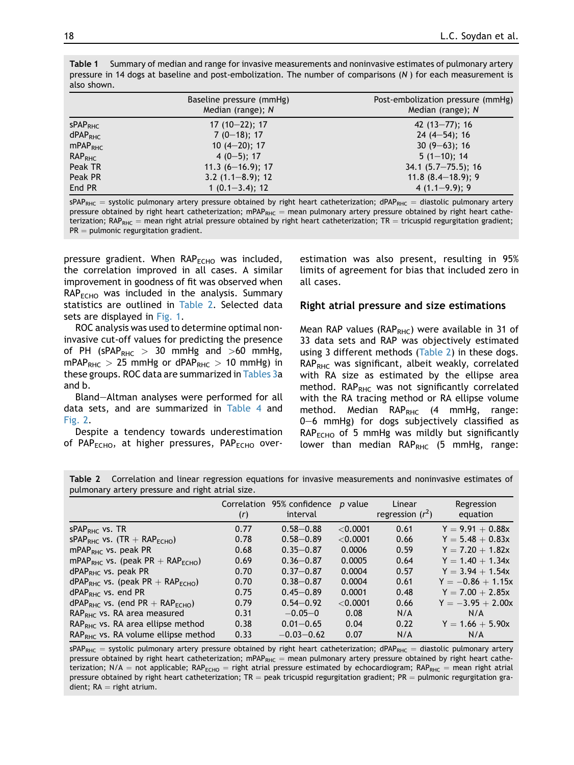**Table 1** Summary of median and range for invasive measurements and noninvasive estimates of pulmonary artery pressure in 14 dogs at baseline and post-embolization. The number of comparisons ($N$) for each measurement is also shown.

| | Baseline pressure (mmHg) Median (range); $N$ | Post-embolization pressure (mmHg) Median (range); $N$ |
|---|---|---|
| $sPAP_{RHC}$ | 17 (10–22); 17 | 42 (13–77); 16 |
| $dPAP_{RHC}$ | 7 (0–18); 17 | 24 (4–54); 16 |
| $mPAP_{RHC}$ | 10 (4–20); 17 | 30 (9–63); 16 |
| $RAP_{RHC}$ | 4 (0–5); 17 | 5 (1–10); 14 |
| Peak TR | 11.3 (6–16.9); 17 | 34.1 (5.7–75.5); 16 |
| Peak PR | 3.2 (1.1–8.9); 12 | 11.8 (8.4–18.9); 9 |
| End PR | 1 (0.1–3.4); 12 | 4 (1.1–9.9); 9 |

$sPAP_{RHC}$ = systolic pulmonary artery pressure obtained by right heart catheterization; $dPAP_{RHC}$ = diastolic pulmonary artery pressure obtained by right heart catheterization; $mPAP_{RHC}$ = mean pulmonary artery pressure obtained by right heart catheterization; $RAP_{RHC}$ = mean right atrial pressure obtained by right heart catheterization; TR = tricuspid regurgitation gradient; PR = pulmonic regurgitation gradient.

pressure gradient. When $RAP_{ECHO}$ was included, the correlation improved in all cases. A similar improvement in goodness of fit was observed when $RAP_{ECHO}$ was included in the analysis. Summary statistics are outlined in Table 2. Selected data sets are displayed in Fig. 1.

ROC analysis was used to determine optimal non-invasive cut-off values for predicting the presence of PH ($sPAP_{RHC}$ > 30 mmHg and >60 mmHg, $mPAP_{RHC}$ > 25 mmHg or $dPAP_{RHC}$ > 10 mmHg) in these groups. ROC data are summarized in Tables 3a and b.

Bland–Altman analyses were performed for all data sets, and are summarized in Table 4 and Fig. 2.

Despite a tendency towards underestimation of $PAP_{ECHO}$, at higher pressures, $PAP_{ECHO}$ overestimation was also present, resulting in 95% limits of agreement for bias that included zero in all cases.

## Right atrial pressure and size estimations

Mean RAP values ($RAP_{RHC}$) were available in 31 of 33 data sets and RAP was objectively estimated using 3 different methods (Table 2) in these dogs. $RAP_{RHC}$ was significant, albeit weakly, correlated with RA size as estimated by the ellipse area method. $RAP_{RHC}$ was not significantly correlated with the RA tracing method or RA ellipse volume method. Median $RAP_{RHC}$ (4 mmHg, range: 0–6 mmHg) for dogs subjectively classified as $RAP_{ECHO}$ of 5 mmHg was mildly but significantly lower than median $RAP_{RHC}$ (5 mmHg, range:

**Table 2** Correlation and linear regression equations for invasive measurements and noninvasive estimates of pulmonary artery pressure and right atrial size.

| | Correlation ($r$) | 95% confidence interval | $p$ value | Linear regression ($r^2$) | Regression equation |
|---|---|---|---|---|---|
| $sPAP_{RHC}$ vs. TR | 0.77 | 0.58–0.88 | <0.0001 | 0.61 | Y = 9.91 + 0.88x |
| $sPAP_{RHC}$ vs. (TR + $RAP_{ECHO}$) | 0.78 | 0.58–0.89 | <0.0001 | 0.66 | Y = 5.48 + 0.83x |
| $mPAP_{RHC}$ vs. peak PR | 0.68 | 0.35–0.87 | 0.0006 | 0.59 | Y = 7.20 + 1.82x |
| $mPAP_{RHC}$ vs. (peak PR + $RAP_{ECHO}$) | 0.69 | 0.36–0.87 | 0.0005 | 0.64 | Y = 1.40 + 1.34x |
| $dPAP_{RHC}$ vs. peak PR | 0.70 | 0.37–0.87 | 0.0004 | 0.57 | Y = 3.94 + 1.54x |
| $dPAP_{RHC}$ vs. (peak PR + $RAP_{ECHO}$) | 0.70 | 0.38–0.87 | 0.0004 | 0.61 | Y = −0.86 + 1.15x |
| $dPAP_{RHC}$ vs. end PR | 0.75 | 0.45–0.89 | 0.0001 | 0.48 | Y = 7.00 + 2.85x |
| $dPAP_{RHC}$ vs. (end PR + $RAP_{ECHO}$) | 0.79 | 0.54–0.92 | <0.0001 | 0.66 | Y = −3.95 + 2.00x |
| $RAP_{RHC}$ vs. RA area measured | 0.31 | −0.05–0 | 0.08 | N/A | N/A |
| $RAP_{RHC}$ vs. RA area ellipse method | 0.38 | 0.01–0.65 | 0.04 | 0.22 | Y = 1.66 + 5.90x |
| $RAP_{RHC}$ vs. RA volume ellipse method | 0.33 | −0.03–0.62 | 0.07 | N/A | N/A |

$sPAP_{RHC}$ = systolic pulmonary artery pressure obtained by right heart catheterization; $dPAP_{RHC}$ = diastolic pulmonary artery pressure obtained by right heart catheterization; $mPAP_{RHC}$ = mean pulmonary artery pressure obtained by right heart catheterization; N/A = not applicable; $RAP_{ECHO}$ = right atrial pressure estimated by echocardiogram; $RAP_{RHC}$ = mean right atrial pressure obtained by right heart catheterization; TR = peak tricuspid regurgitation gradient; PR = pulmonic regurgitation gradient; RA = right atrium.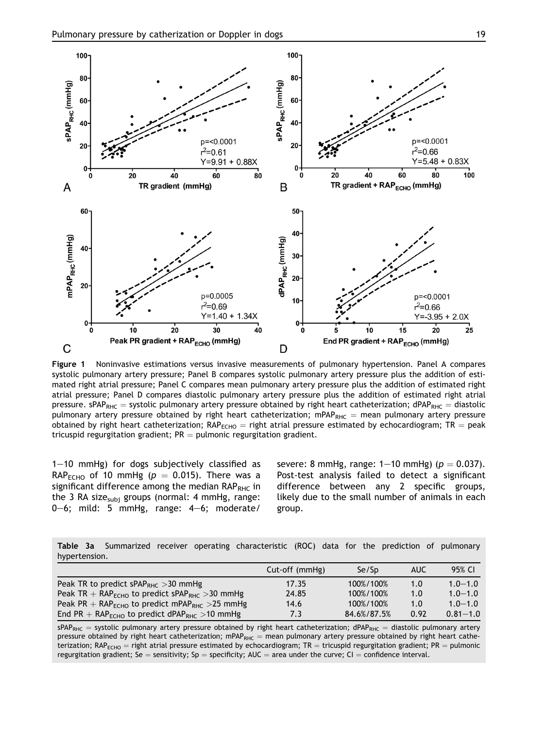Figure 1 Noninvasive estimations versus invasive measurements of pulmonary hypertension. Panel A compares systolic pulmonary artery pressure; Panel B compares systolic pulmonary artery pressure plus the addition of estimated right atrial pressure; Panel C compares mean pulmonary artery pressure plus the addition of estimated right atrial pressure; Panel D compares diastolic pulmonary artery pressure plus the addition of estimated right atrial pressure. $sPAP_{RHC}$ = systolic pulmonary artery pressure obtained by right heart catheterization; $dPAP_{RHC}$ = diastolic pulmonary artery pressure obtained by right heart catheterization; $mPAP_{RHC}$ = mean pulmonary artery pressure obtained by right heart catheterization; $RAP_{ECHO}$ = right atrial pressure estimated by echocardiogram; TR = peak tricuspid regurgitation gradient; PR = pulmonic regurgitation gradient.

1–10 mmHg) for dogs subjectively classified as $RAP_{ECHO}$ of 10 mmHg ($p = 0.015$). There was a significant difference among the median $RAP_{RHC}$ in the 3 RA $size_{subj}$ groups (normal: 4 mmHg, range: 0–6; mild: 5 mmHg, range: 4–6; moderate/severe: 8 mmHg, range: 1–10 mmHg) ($p = 0.037$). Post-test analysis failed to detect a significant difference between any 2 specific groups, likely due to the small number of animals in each group.

**Table 3a** Summarized receiver operating characteristic (ROC) data for the prediction of pulmonary hypertension.

| | Cut-off (mmHg) | Se/Sp | AUC | 95% CI |
|---|---|---|---|---|
| Peak TR to predict $sPAP_{RHC}$ >30 mmHg | 17.35 | 100%/100% | 1.0 | 1.0–1.0 |
| Peak TR + $RAP_{ECHO}$ to predict $sPAP_{RHC}$ >30 mmHg | 24.85 | 100%/100% | 1.0 | 1.0–1.0 |
| Peak PR + $RAP_{ECHO}$ to predict $mPAP_{RHC}$ >25 mmHg | 14.6 | 100%/100% | 1.0 | 1.0–1.0 |
| End PR + $RAP_{ECHO}$ to predict $dPAP_{RHC}$ >10 mmHg | 7.3 | 84.6%/87.5% | 0.92 | 0.81–1.0 |

$sPAP_{RHC}$ = systolic pulmonary artery pressure obtained by right heart catheterization; $dPAP_{RHC}$ = diastolic pulmonary artery pressure obtained by right heart catheterization; $mPAP_{RHC}$ = mean pulmonary artery pressure obtained by right heart catheterization; $RAP_{ECHO}$ = right atrial pressure estimated by echocardiogram; TR = tricuspid regurgitation gradient; PR = pulmonic regurgitation gradient; Se = sensitivity; Sp = specificity; AUC = area under the curve; CI = confidence interval.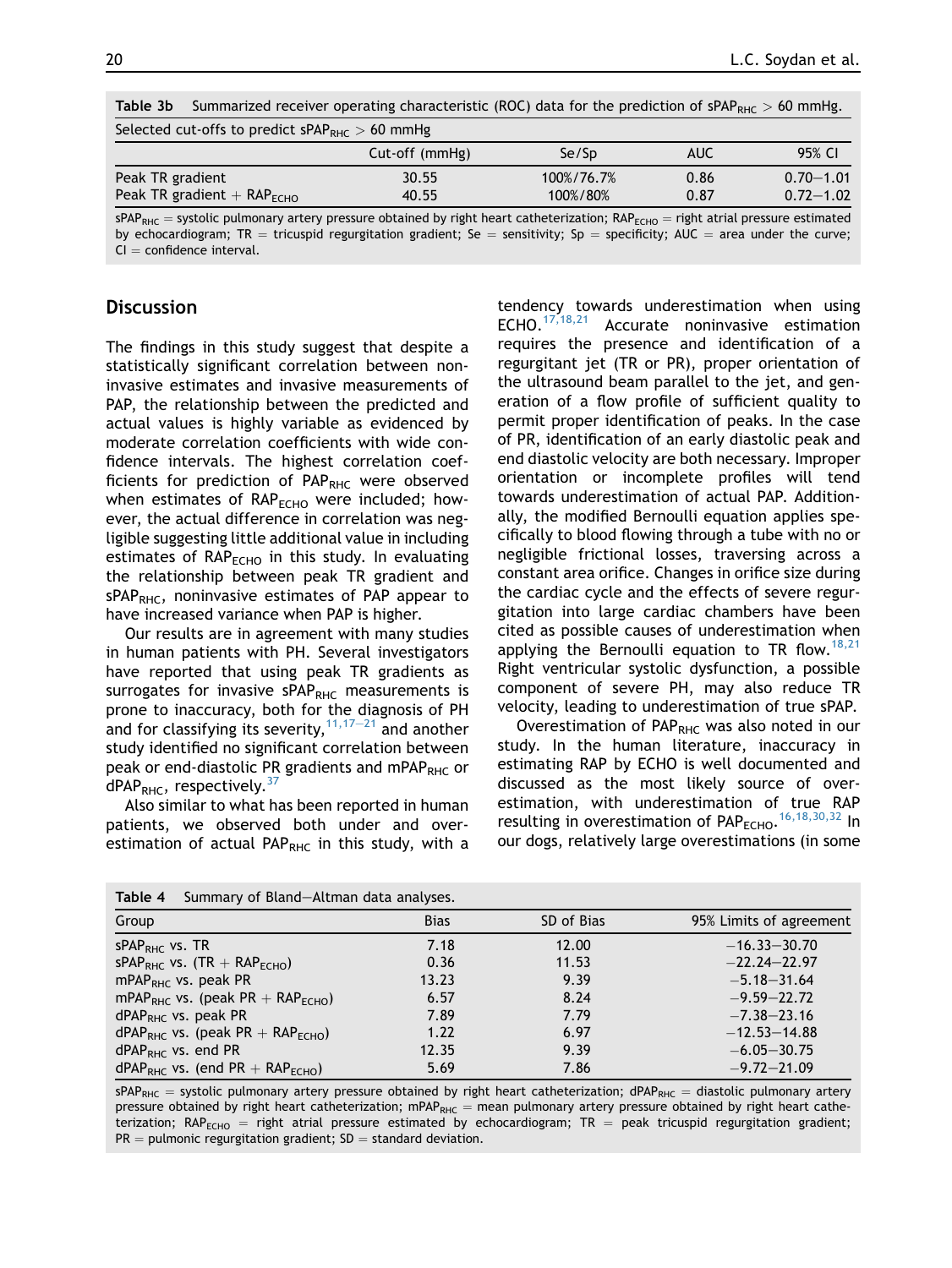**Table 3b** Summarized receiver operating characteristic (ROC) data for the prediction of $sPAP_{RHC} > 60$ mmHg.

| Selected cut-offs to predict $sPAP_{RHC} > 60$ mmHg | | | | |
|---|---|---|---|---|
| | Cut-off (mmHg) | Se/Sp | AUC | 95% CI |
| Peak TR gradient | 30.55 | 100%/76.7% | 0.86 | 0.70–1.01 |
| Peak TR gradient + $RAP_{ECHO}$ | 40.55 | 100%/80% | 0.87 | 0.72–1.02 |

$sPAP_{RHC}$ = systolic pulmonary artery pressure obtained by right heart catheterization; $RAP_{ECHO}$ = right atrial pressure estimated by echocardiogram; TR = tricuspid regurgitation gradient; Se = sensitivity; Sp = specificity; AUC = area under the curve; CI = confidence interval.

## Discussion

The findings in this study suggest that despite a statistically significant correlation between noninvasive estimates and invasive measurements of PAP, the relationship between the predicted and actual values is highly variable as evidenced by moderate correlation coefficients with wide confidence intervals. The highest correlation coefficients for prediction of $PAP_{RHC}$ were observed when estimates of $RAP_{ECHO}$ were included; however, the actual difference in correlation was negligible suggesting little additional value in including estimates of $RAP_{ECHO}$ in this study. In evaluating the relationship between peak TR gradient and $sPAP_{RHC}$, noninvasive estimates of PAP appear to have increased variance when PAP is higher.

Our results are in agreement with many studies in human patients with PH. Several investigators have reported that using peak TR gradients as surrogates for invasive $sPAP_{RHC}$ measurements is prone to inaccuracy, both for the diagnosis of PH and for classifying its severity,[11,17–21] and another study identified no significant correlation between peak or end-diastolic PR gradients and $mPAP_{RHC}$ or $dPAP_{RHC}$, respectively.[37]

Also similar to what has been reported in human patients, we observed both under and overestimation of actual $PAP_{RHC}$ in this study, with a tendency towards underestimation when using ECHO.[17,18,21] Accurate noninvasive estimation requires the presence and identification of a regurgitant jet (TR or PR), proper orientation of the ultrasound beam parallel to the jet, and generation of a flow profile of sufficient quality to permit proper identification of peaks. In the case of PR, identification of an early diastolic peak and end diastolic velocity are both necessary. Improper orientation or incomplete profiles will tend towards underestimation of actual PAP. Additionally, the modified Bernoulli equation applies specifically to blood flowing through a tube with no or negligible frictional losses, traversing across a constant area orifice. Changes in orifice size during the cardiac cycle and the effects of severe regurgitation into large cardiac chambers have been cited as possible causes of underestimation when applying the Bernoulli equation to TR flow.[18,21] Right ventricular systolic dysfunction, a possible component of severe PH, may also reduce TR velocity, leading to underestimation of true sPAP.

Overestimation of $PAP_{RHC}$ was also noted in our study. In the human literature, inaccuracy in estimating RAP by ECHO is well documented and discussed as the most likely source of overestimation, with underestimation of true RAP resulting in overestimation of $PAP_{ECHO}$.[16,18,30,32] In our dogs, relatively large overestimations (in some

**Table 4** Summary of Bland–Altman data analyses.

| Group | Bias | SD of Bias | 95% Limits of agreement |
|---|---|---|---|
| $sPAP_{RHC}$ vs. TR | 7.18 | 12.00 | −16.33–30.70 |
| $sPAP_{RHC}$ vs. (TR + $RAP_{ECHO}$) | 0.36 | 11.53 | −22.24–22.97 |
| $mPAP_{RHC}$ vs. peak PR | 13.23 | 9.39 | −5.18–31.64 |
| $mPAP_{RHC}$ vs. (peak PR + $RAP_{ECHO}$) | 6.57 | 8.24 | −9.59–22.72 |
| $dPAP_{RHC}$ vs. peak PR | 7.89 | 7.79 | −7.38–23.16 |
| $dPAP_{RHC}$ vs. (peak PR + $RAP_{ECHO}$) | 1.22 | 6.97 | −12.53–14.88 |
| $dPAP_{RHC}$ vs. end PR | 12.35 | 9.39 | −6.05–30.75 |
| $dPAP_{RHC}$ vs. (end PR + $RAP_{ECHO}$) | 5.69 | 7.86 | −9.72–21.09 |

$sPAP_{RHC}$ = systolic pulmonary artery pressure obtained by right heart catheterization; $dPAP_{RHC}$ = diastolic pulmonary artery pressure obtained by right heart catheterization; $mPAP_{RHC}$ = mean pulmonary artery pressure obtained by right heart catheterization; $RAP_{ECHO}$ = right atrial pressure estimated by echocardiogram; TR = peak tricuspid regurgitation gradient; PR = pulmonic regurgitation gradient; SD = standard deviation.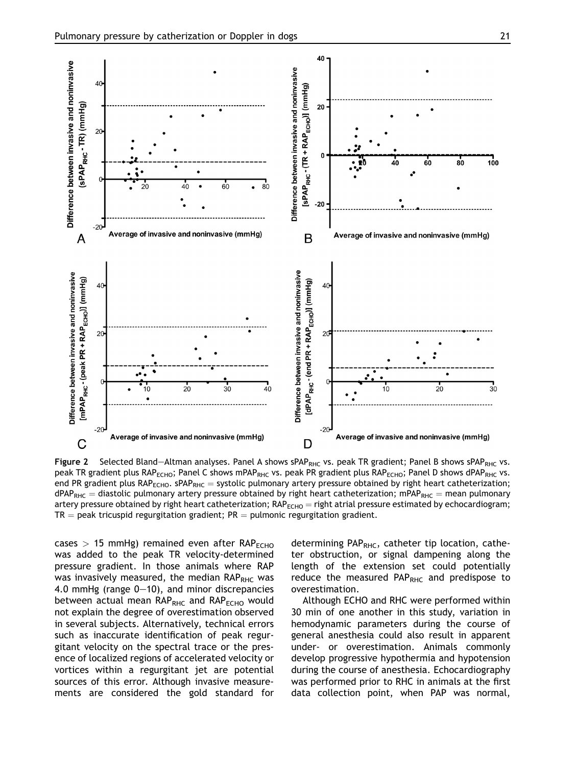**Figure 2** Selected Bland–Altman analyses. Panel A shows $sPAP_{RHC}$ vs. peak TR gradient; Panel B shows $sPAP_{RHC}$ vs. peak TR gradient plus $RAP_{ECHO}$; Panel C shows $mPAP_{RHC}$ vs. peak PR gradient plus $RAP_{ECHO}$; Panel D shows $dPAP_{RHC}$ vs. end PR gradient plus $RAP_{ECHO}$. $sPAP_{RHC}$ = systolic pulmonary artery pressure obtained by right heart catheterization; $dPAP_{RHC}$ = diastolic pulmonary artery pressure obtained by right heart catheterization; $mPAP_{RHC}$ = mean pulmonary artery pressure obtained by right heart catheterization; $RAP_{ECHO}$ = right atrial pressure estimated by echocardiogram; TR = peak tricuspid regurgitation gradient; PR = pulmonic regurgitation gradient.

cases > 15 mmHg) remained even after $RAP_{ECHO}$ was added to the peak TR velocity-determined pressure gradient. In those animals where RAP was invasively measured, the median $RAP_{RHC}$ was 4.0 mmHg (range 0–10), and minor discrepancies between actual mean $RAP_{RHC}$ and $RAP_{ECHO}$ would not explain the degree of overestimation observed in several subjects. Alternatively, technical errors such as inaccurate identification of peak regurgitant velocity on the spectral trace or the presence of localized regions of accelerated velocity or vortices within a regurgitant jet are potential sources of this error. Although invasive measurements are considered the gold standard for determining $PAP_{RHC}$, catheter tip location, catheter obstruction, or signal dampening along the length of the extension set could potentially reduce the measured $PAP_{RHC}$ and predispose to overestimation.

Although ECHO and RHC were performed within 30 min of one another in this study, variation in hemodynamic parameters during the course of general anesthesia could also result in apparent under- or overestimation. Animals commonly develop progressive hypothermia and hypotension during the course of anesthesia. Echocardiography was performed prior to RHC in animals at the first data collection point, when PAP was normal,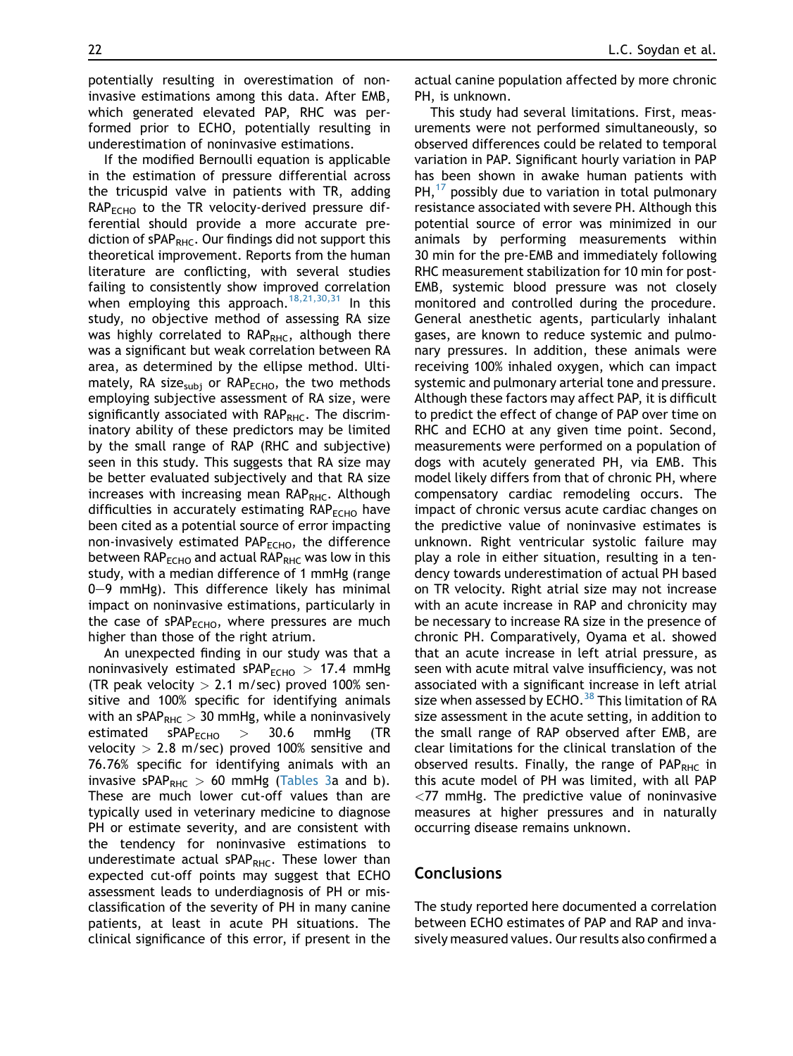potentially resulting in overestimation of noninvasive estimations among this data. After EMB, which generated elevated PAP, RHC was performed prior to ECHO, potentially resulting in underestimation of noninvasive estimations.

If the modified Bernoulli equation is applicable in the estimation of pressure differential across the tricuspid valve in patients with TR, adding $RAP_{ECHO}$ to the TR velocity-derived pressure differential should provide a more accurate prediction of $sPAP_{RHC}$. Our findings did not support this theoretical improvement. Reports from the human literature are conflicting, with several studies failing to consistently show improved correlation when employing this approach.[18,21,30,31] In this study, no objective method of assessing RA size was highly correlated to $RAP_{RHC}$, although there was a significant but weak correlation between RA area, as determined by the ellipse method. Ultimately, RA $size_{subj}$ or $RAP_{ECHO}$, the two methods employing subjective assessment of RA size, were significantly associated with $RAP_{RHC}$. The discriminatory ability of these predictors may be limited by the small range of RAP (RHC and subjective) seen in this study. This suggests that RA size may be better evaluated subjectively and that RA size increases with increasing mean $RAP_{RHC}$. Although difficulties in accurately estimating $RAP_{ECHO}$ have been cited as a potential source of error impacting non-invasively estimated $PAP_{ECHO}$, the difference between $RAP_{ECHO}$ and actual $RAP_{RHC}$ was low in this study, with a median difference of 1 mmHg (range 0–9 mmHg). This difference likely has minimal impact on noninvasive estimations, particularly in the case of $sPAP_{ECHO}$, where pressures are much higher than those of the right atrium.

An unexpected finding in our study was that a noninvasively estimated $sPAP_{ECHO} > 17.4$ mmHg (TR peak velocity $> 2.1$ m/sec) proved 100% sensitive and 100% specific for identifying animals with an $sPAP_{RHC} > 30$ mmHg, while a noninvasively estimated $sPAP_{ECHO} > 30.6$ mmHg (TR velocity $> 2.8$ m/sec) proved 100% sensitive and 76.76% specific for identifying animals with an invasive $sPAP_{RHC} > 60$ mmHg (Tables 3a and b). These are much lower cut-off values than are typically used in veterinary medicine to diagnose PH or estimate severity, and are consistent with the tendency for noninvasive estimations to underestimate actual $sPAP_{RHC}$. These lower than expected cut-off points may suggest that ECHO assessment leads to underdiagnosis of PH or misclassification of the severity of PH in many canine patients, at least in acute PH situations. The clinical significance of this error, if present in the actual canine population affected by more chronic PH, is unknown.

This study had several limitations. First, measurements were not performed simultaneously, so observed differences could be related to temporal variation in PAP. Significant hourly variation in PAP has been shown in awake human patients with PH,[17] possibly due to variation in total pulmonary resistance associated with severe PH. Although this potential source of error was minimized in our animals by performing measurements within 30 min for the pre-EMB and immediately following RHC measurement stabilization for 10 min for post-EMB, systemic blood pressure was not closely monitored and controlled during the procedure. General anesthetic agents, particularly inhalant gases, are known to reduce systemic and pulmonary pressures. In addition, these animals were receiving 100% inhaled oxygen, which can impact systemic and pulmonary arterial tone and pressure. Although these factors may affect PAP, it is difficult to predict the effect of change of PAP over time on RHC and ECHO at any given time point. Second, measurements were performed on a population of dogs with acutely generated PH, via EMB. This model likely differs from that of chronic PH, where compensatory cardiac remodeling occurs. The impact of chronic versus acute cardiac changes on the predictive value of noninvasive estimates is unknown. Right ventricular systolic failure may play a role in either situation, resulting in a tendency towards underestimation of actual PH based on TR velocity. Right atrial size may not increase with an acute increase in RAP and chronicity may be necessary to increase RA size in the presence of chronic PH. Comparatively, Oyama et al. showed that an acute increase in left atrial pressure, as seen with acute mitral valve insufficiency, was not associated with a significant increase in left atrial size when assessed by ECHO.[38] This limitation of RA size assessment in the acute setting, in addition to the small range of RAP observed after EMB, are clear limitations for the clinical translation of the observed results. Finally, the range of $PAP_{RHC}$ in this acute model of PH was limited, with all PAP $<77$ mmHg. The predictive value of noninvasive measures at higher pressures and in naturally occurring disease remains unknown.

## Conclusions

The study reported here documented a correlation between ECHO estimates of PAP and RAP and invasively measured values. Our results also confirmed a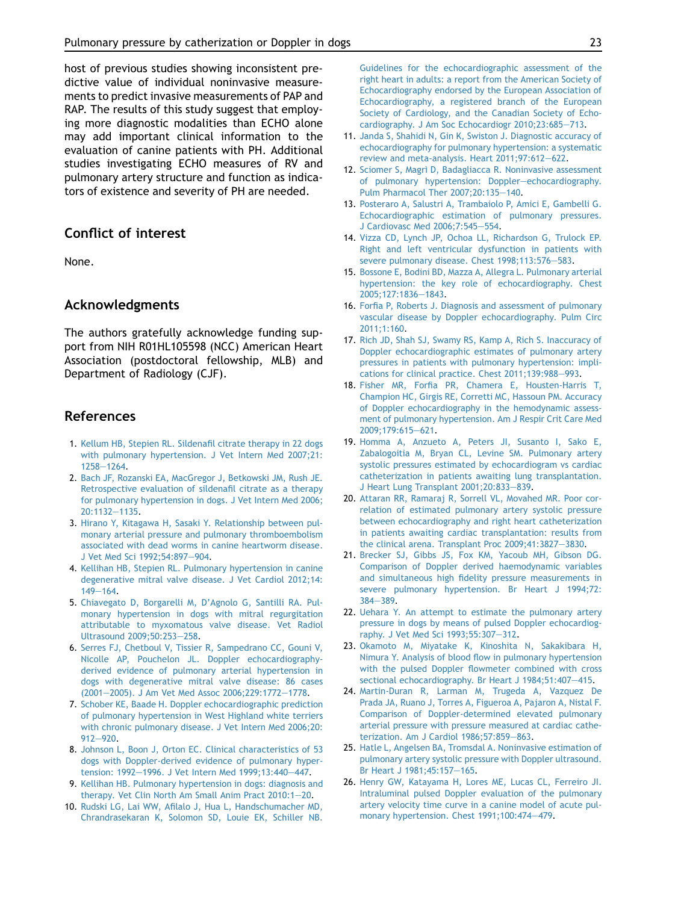host of previous studies showing inconsistent predictive value of individual noninvasive measurements to predict invasive measurements of PAP and RAP. The results of this study suggest that employing more diagnostic modalities than ECHO alone may add important clinical information to the evaluation of canine patients with PH. Additional studies investigating ECHO measures of RV and pulmonary artery structure and function as indicators of existence and severity of PH are needed.

## Conflict of interest

None.

## Acknowledgments

The authors gratefully acknowledge funding support from NIH R01HL105598 (NCC) American Heart Association (postdoctoral fellowship, MLB) and Department of Radiology (CJF).

## References

1. Kellum HB, Stepien RL. Sildenafil citrate therapy in 22 dogs with pulmonary hypertension. J Vet Intern Med 2007;21:1258–1264.
2. Bach JF, Rozanski EA, MacGregor J, Betkowski JM, Rush JE. Retrospective evaluation of sildenafil citrate as a therapy for pulmonary hypertension in dogs. J Vet Intern Med 2006;20:1132–1135.
3. Hirano Y, Kitagawa H, Sasaki Y. Relationship between pulmonary arterial pressure and pulmonary thromboembolism associated with dead worms in canine heartworm disease. J Vet Med Sci 1992;54:897–904.
4. Kellihan HB, Stepien RL. Pulmonary hypertension in canine degenerative mitral valve disease. J Vet Cardiol 2012;14:149–164.
5. Chiavegato D, Borgarelli M, D'Agnolo G, Santilli RA. Pulmonary hypertension in dogs with mitral regurgitation attributable to myxomatous valve disease. Vet Radiol Ultrasound 2009;50:253–258.
6. Serres FJ, Chetboul V, Tissier R, Sampedrano CC, Gouni V, Nicolle AP, Pouchelon JL. Doppler echocardiography-derived evidence of pulmonary arterial hypertension in dogs with degenerative mitral valve disease: 86 cases (2001–2005). J Am Vet Med Assoc 2006;229:1772–1778.
7. Schober KE, Baade H. Doppler echocardiographic prediction of pulmonary hypertension in West Highland white terriers with chronic pulmonary disease. J Vet Intern Med 2006;20:912–920.
8. Johnson L, Boon J, Orton EC. Clinical characteristics of 53 dogs with Doppler-derived evidence of pulmonary hypertension: 1992–1996. J Vet Intern Med 1999;13:440–447.
9. Kellihan HB. Pulmonary hypertension in dogs: diagnosis and therapy. Vet Clin North Am Small Anim Pract 2010:1–20.
10. Rudski LG, Lai WW, Afilalo J, Hua L, Handschumacher MD, Chandrasekaran K, Solomon SD, Louie EK, Schiller NB. Guidelines for the echocardiographic assessment of the right heart in adults: a report from the American Society of Echocardiography endorsed by the European Association of Echocardiography, a registered branch of the European Society of Cardiology, and the Canadian Society of Echocardiography. J Am Soc Echocardiogr 2010;23:685–713.
11. Janda S, Shahidi N, Gin K, Swiston J. Diagnostic accuracy of echocardiography for pulmonary hypertension: a systematic review and meta-analysis. Heart 2011;97:612–622.
12. Sciomer S, Magrì D, Badagliacca R. Noninvasive assessment of pulmonary hypertension: Doppler–echocardiography. Pulm Pharmacol Ther 2007;20:135–140.
13. Posteraro A, Salustri A, Trambaiolo P, Amici E, Gambelli G. Echocardiographic estimation of pulmonary pressures. J Cardiovasc Med 2006;7:545–554.
14. Vizza CD, Lynch JP, Ochoa LL, Richardson G, Trulock EP. Right and left ventricular dysfunction in patients with severe pulmonary disease. Chest 1998;113:576–583.
15. Bossone E, Bodini BD, Mazza A, Allegra L. Pulmonary arterial hypertension: the key role of echocardiography. Chest 2005;127:1836–1843.
16. Forfia P, Roberts J. Diagnosis and assessment of pulmonary vascular disease by Doppler echocardiography. Pulm Circ 2011;1:160.
17. Rich JD, Shah SJ, Swamy RS, Kamp A, Rich S. Inaccuracy of Doppler echocardiographic estimates of pulmonary artery pressures in patients with pulmonary hypertension: implications for clinical practice. Chest 2011;139:988–993.
18. Fisher MR, Forfia PR, Chamera E, Housten-Harris T, Champion HC, Girgis RE, Corretti MC, Hassoun PM. Accuracy of Doppler echocardiography in the hemodynamic assessment of pulmonary hypertension. Am J Respir Crit Care Med 2009;179:615–621.
19. Homma A, Anzueto A, Peters JI, Susanto I, Sako E, Zabalogoitia M, Bryan CL, Levine SM. Pulmonary artery systolic pressures estimated by echocardiogram vs cardiac catheterization in patients awaiting lung transplantation. J Heart Lung Transplant 2001;20:833–839.
20. Attaran RR, Ramaraj R, Sorrell VL, Movahed MR. Poor correlation of estimated pulmonary artery systolic pressure between echocardiography and right heart catheterization in patients awaiting cardiac transplantation: results from the clinical arena. Transplant Proc 2009;41:3827–3830.
21. Brecker SJ, Gibbs JS, Fox KM, Yacoub MH, Gibson DG. Comparison of Doppler derived haemodynamic variables and simultaneous high fidelity pressure measurements in severe pulmonary hypertension. Br Heart J 1994;72:384–389.
22. Uehara Y. An attempt to estimate the pulmonary artery pressure in dogs by means of pulsed Doppler echocardiography. J Vet Med Sci 1993;55:307–312.
23. Okamoto M, Miyatake K, Kinoshita N, Sakakibara H, Nimura Y. Analysis of blood flow in pulmonary hypertension with the pulsed Doppler flowmeter combined with cross sectional echocardiography. Br Heart J 1984;51:407–415.
24. Martin-Duran R, Larman M, Trugeda A, Vazquez De Prada JA, Ruano J, Torres A, Figueroa A, Pajaron A, Nistal F. Comparison of Doppler-determined elevated pulmonary arterial pressure with pressure measured at cardiac catheterization. Am J Cardiol 1986;57:859–863.
25. Hatle L, Angelsen BA, Tromsdal A. Noninvasive estimation of pulmonary artery systolic pressure with Doppler ultrasound. Br Heart J 1981;45:157–165.
26. Henry GW, Katayama H, Lores ME, Lucas CL, Ferreiro JI. Intraluminal pulsed Doppler evaluation of the pulmonary artery velocity time curve in a canine model of acute pulmonary hypertension. Chest 1991;100:474–479.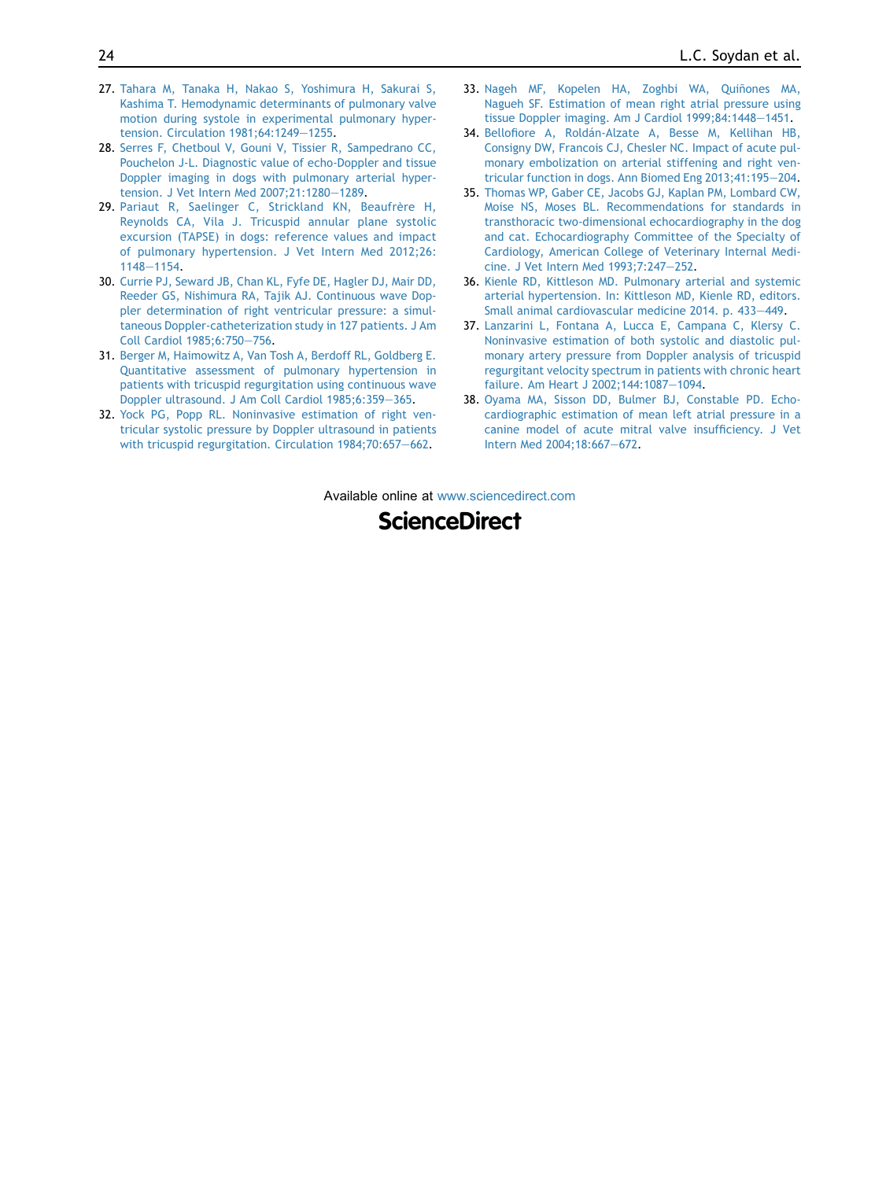27. Tahara M, Tanaka H, Nakao S, Yoshimura H, Sakurai S, Kashima T. Hemodynamic determinants of pulmonary valve motion during systole in experimental pulmonary hypertension. Circulation 1981;64:1249—1255.
28. Serres F, Chetboul V, Gouni V, Tissier R, Sampedrano CC, Pouchelon J-L. Diagnostic value of echo-Doppler and tissue Doppler imaging in dogs with pulmonary arterial hypertension. J Vet Intern Med 2007;21:1280—1289.
29. Pariaut R, Saelinger C, Strickland KN, Beaufrère H, Reynolds CA, Vila J. Tricuspid annular plane systolic excursion (TAPSE) in dogs: reference values and impact of pulmonary hypertension. J Vet Intern Med 2012;26: 1148—1154.
30. Currie PJ, Seward JB, Chan KL, Fyfe DE, Hagler DJ, Mair DD, Reeder GS, Nishimura RA, Tajik AJ. Continuous wave Doppler determination of right ventricular pressure: a simultaneous Doppler-catheterization study in 127 patients. J Am Coll Cardiol 1985;6:750—756.
31. Berger M, Haimowitz A, Van Tosh A, Berdoff RL, Goldberg E. Quantitative assessment of pulmonary hypertension in patients with tricuspid regurgitation using continuous wave Doppler ultrasound. J Am Coll Cardiol 1985;6:359—365.
32. Yock PG, Popp RL. Noninvasive estimation of right ventricular systolic pressure by Doppler ultrasound in patients with tricuspid regurgitation. Circulation 1984;70:657—662.
33. Nageh MF, Kopelen HA, Zoghbi WA, Quiñones MA, Nagueh SF. Estimation of mean right atrial pressure using tissue Doppler imaging. Am J Cardiol 1999;84:1448—1451.
34. Bellofiore A, Roldán-Alzate A, Besse M, Kellihan HB, Consigny DW, Francois CJ, Chesler NC. Impact of acute pulmonary embolization on arterial stiffening and right ventricular function in dogs. Ann Biomed Eng 2013;41:195—204.
35. Thomas WP, Gaber CE, Jacobs GJ, Kaplan PM, Lombard CW, Moise NS, Moses BL. Recommendations for standards in transthoracic two-dimensional echocardiography in the dog and cat. Echocardiography Committee of the Specialty of Cardiology, American College of Veterinary Internal Medicine. J Vet Intern Med 1993;7:247—252.
36. Kienle RD, Kittleson MD. Pulmonary arterial and systemic arterial hypertension. In: Kittleson MD, Kienle RD, editors. Small animal cardiovascular medicine 2014. p. 433—449.
37. Lanzarini L, Fontana A, Lucca E, Campana C, Klersy C. Noninvasive estimation of both systolic and diastolic pulmonary artery pressure from Doppler analysis of tricuspid regurgitant velocity spectrum in patients with chronic heart failure. Am Heart J 2002;144:1087—1094.
38. Oyama MA, Sisson DD, Bulmer BJ, Constable PD. Echocardiographic estimation of mean left atrial pressure in a canine model of acute mitral valve insufficiency. J Vet Intern Med 2004;18:667—672.

Available online at www.sciencedirect.com

**ScienceDirect**